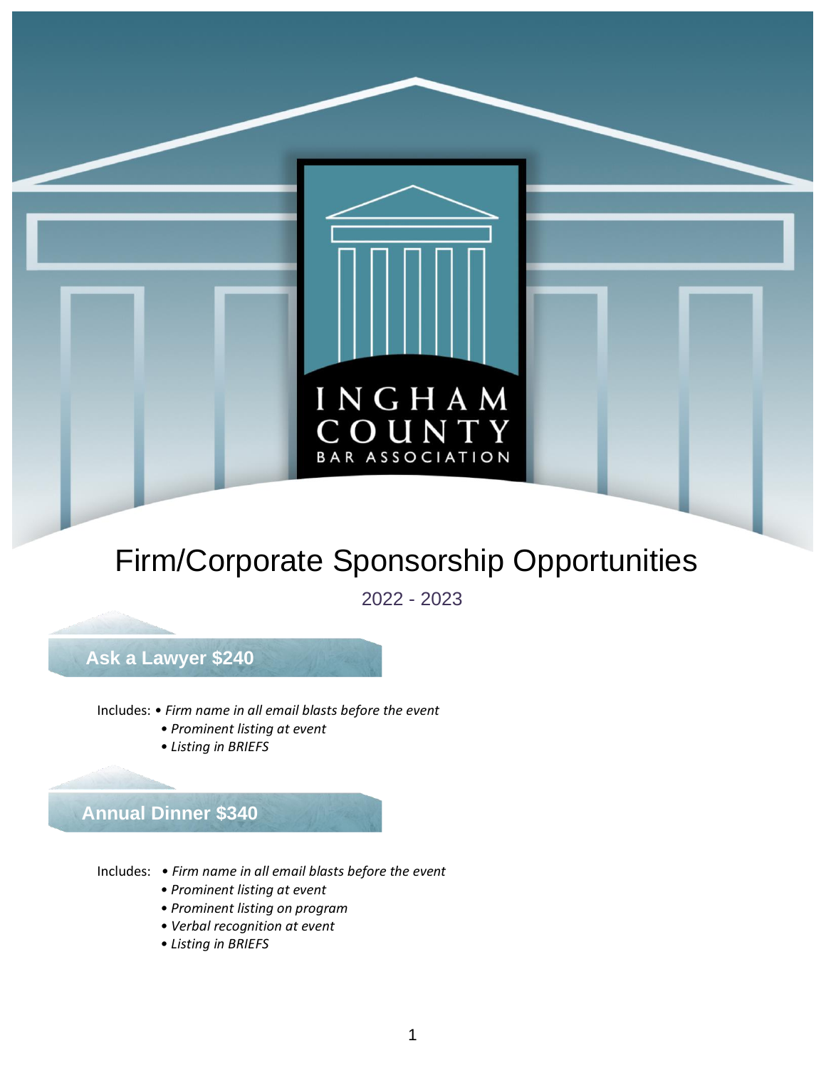INGHAM COUNTY BAR ASSOCIATION

# Firm/Corporate Sponsorship Opportunities

2022 - 2023

## Ask a Lawyer $240

Includes:
- *Firm name in all email blasts before the event*
- *Prominent listing at event*
- *Listing in BRIEFS*

## Annual Dinner $340

Includes:
- *Firm name in all email blasts before the event*
- *Prominent listing at event*
- *Prominent listing on program*
- *Verbal recognition at event*
- *Listing in BRIEFS*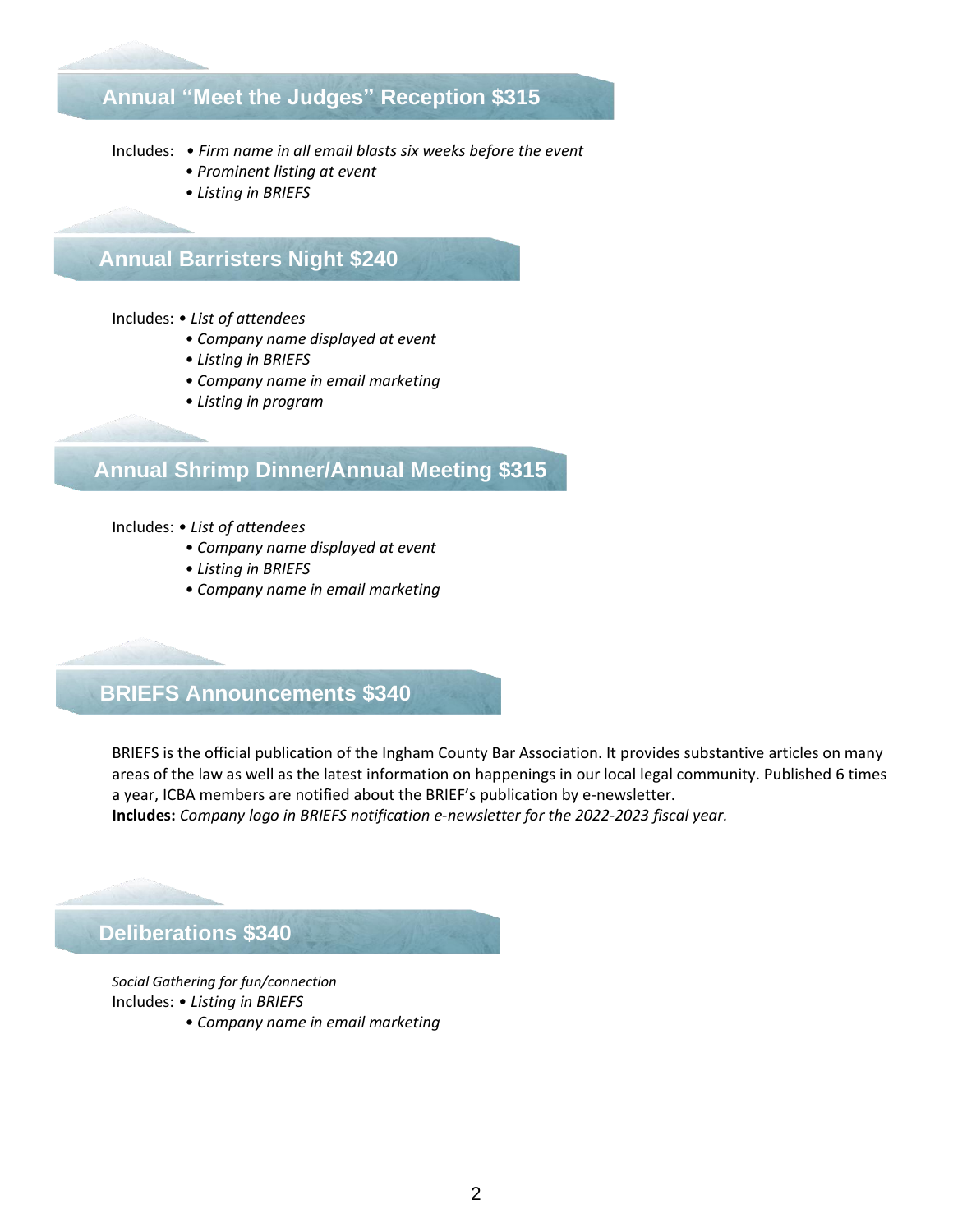## Annual "Meet the Judges" Reception $315

Includes:
- *Firm name in all email blasts six weeks before the event*
- *Prominent listing at event*
- *Listing in BRIEFS*

## Annual Barristers Night $240

Includes:
- *List of attendees*
- *Company name displayed at event*
- *Listing in BRIEFS*
- *Company name in email marketing*
- *Listing in program*

## Annual Shrimp Dinner/Annual Meeting $315

Includes:
- *List of attendees*
- *Company name displayed at event*
- *Listing in BRIEFS*
- *Company name in email marketing*

## BRIEFS Announcements $340

BRIEFS is the official publication of the Ingham County Bar Association. It provides substantive articles on many areas of the law as well as the latest information on happenings in our local legal community. Published 6 times a year, ICBA members are notified about the BRIEF's publication by e-newsletter.
**Includes:** *Company logo in BRIEFS notification e-newsletter for the 2022-2023 fiscal year.*

## Deliberations $340

*Social Gathering for fun/connection*

Includes:
- *Listing in BRIEFS*
- *Company name in email marketing*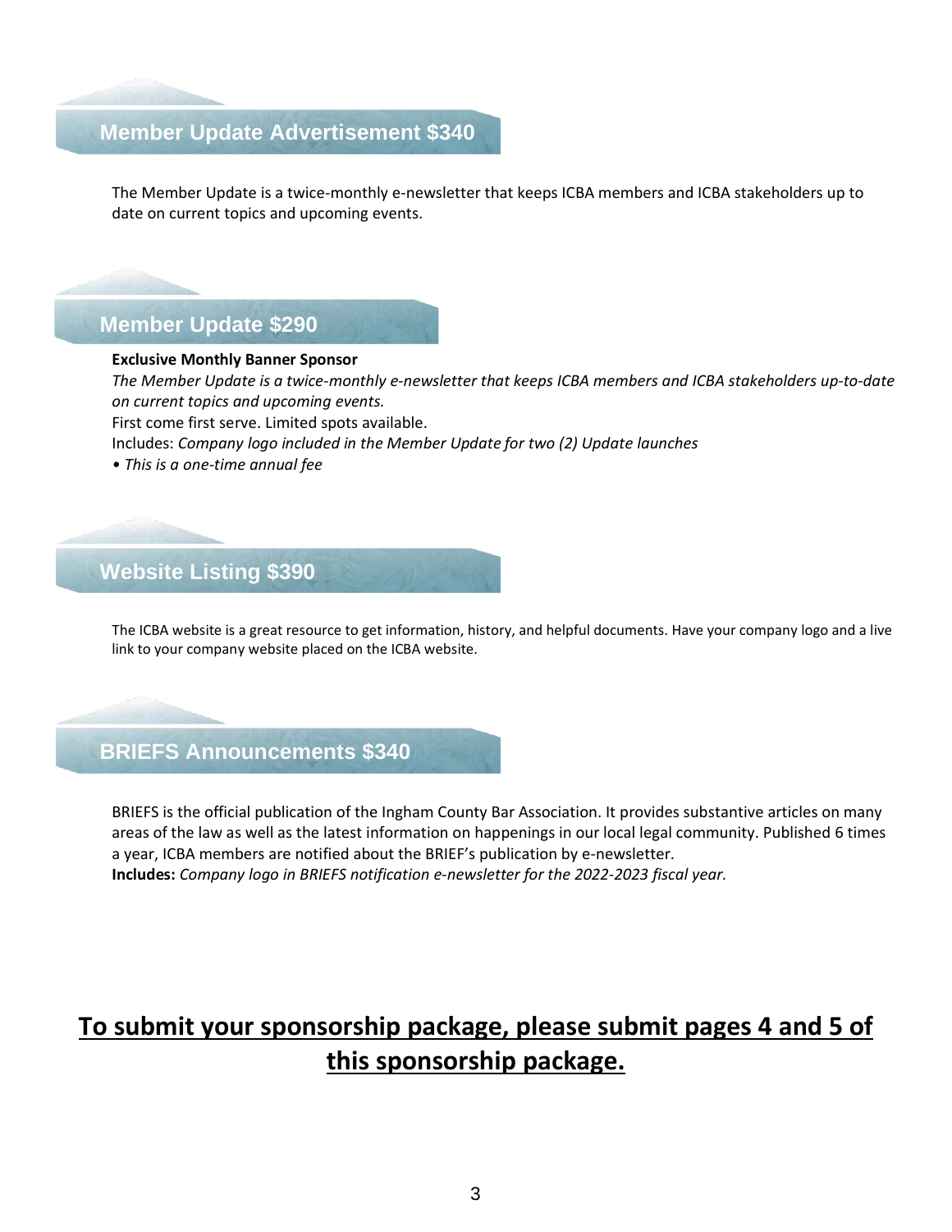## Member Update Advertisement $340

The Member Update is a twice-monthly e-newsletter that keeps ICBA members and ICBA stakeholders up to date on current topics and upcoming events.

## Member Update $290

**Exclusive Monthly Banner Sponsor**

*The Member Update is a twice-monthly e-newsletter that keeps ICBA members and ICBA stakeholders up-to-date on current topics and upcoming events.*

First come first serve. Limited spots available.

Includes: *Company logo included in the Member Update for two (2) Update launches*

• *This is a one-time annual fee*

## Website Listing $390

The ICBA website is a great resource to get information, history, and helpful documents. Have your company logo and a live link to your company website placed on the ICBA website.

## BRIEFS Announcements $340

BRIEFS is the official publication of the Ingham County Bar Association. It provides substantive articles on many areas of the law as well as the latest information on happenings in our local legal community. Published 6 times a year, ICBA members are notified about the BRIEF's publication by e-newsletter.

**Includes:** *Company logo in BRIEFS notification e-newsletter for the 2022-2023 fiscal year.*

**<u>To submit your sponsorship package, please submit pages 4 and 5 of this sponsorship package.</u>**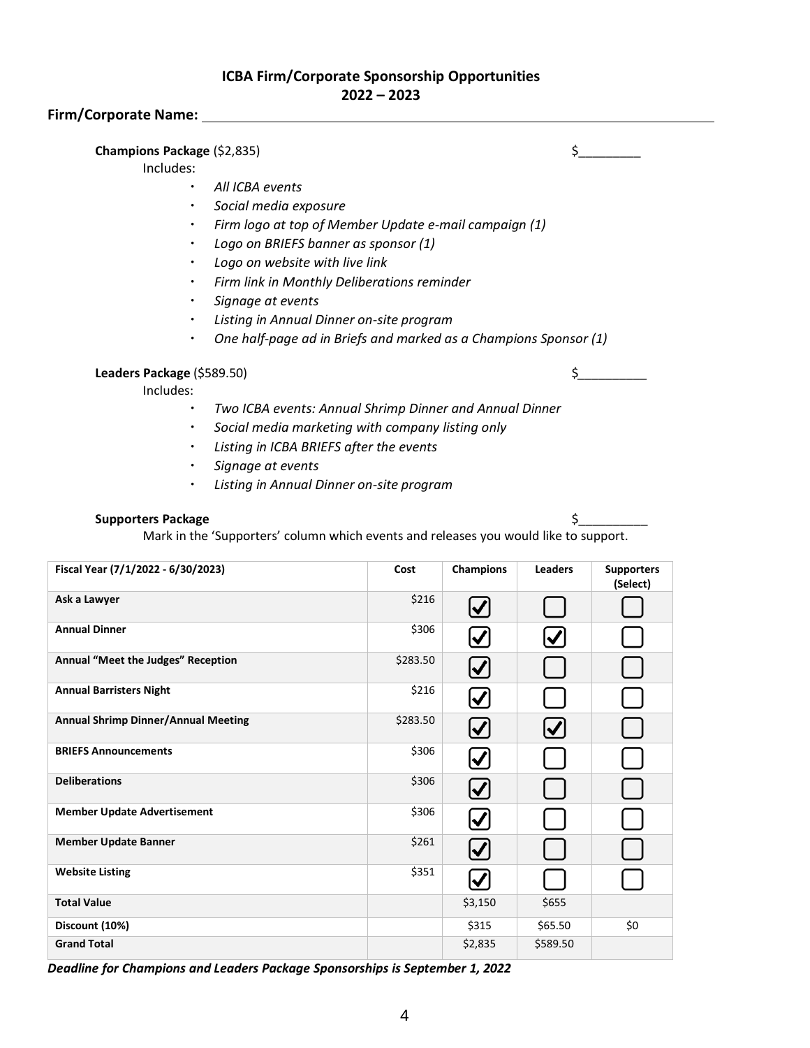# ICBA Firm/Corporate Sponsorship Opportunities
## 2022 – 2023

**Firm/Corporate Name:** ______________________________________________

**Champions Package** ($2,835) $_________

Includes:

- *All ICBA events*
- *Social media exposure*
- *Firm logo at top of Member Update e-mail campaign (1)*
- *Logo on BRIEFS banner as sponsor (1)*
- *Logo on website with live link*
- *Firm link in Monthly Deliberations reminder*
- *Signage at events*
- *Listing in Annual Dinner on-site program*
- *One half-page ad in Briefs and marked as a Champions Sponsor (1)*

**Leaders Package** ($589.50) $__________

Includes:

- *Two ICBA events: Annual Shrimp Dinner and Annual Dinner*
- *Social media marketing with company listing only*
- *Listing in ICBA BRIEFS after the events*
- *Signage at events*
- *Listing in Annual Dinner on-site program*

**Supporters Package** $__________

Mark in the 'Supporters' column which events and releases you would like to support.

| Fiscal Year (7/1/2022 - 6/30/2023) | Cost | Champions | Leaders | Supporters (Select) |
|---|---|---|---|---|
| **Ask a Lawyer** | $216 | ☑ | ☐ | ☐ |
| **Annual Dinner** | $306 | ☑ | ☑ | ☐ |
| **Annual "Meet the Judges" Reception** | $283.50 | ☑ | ☐ | ☐ |
| **Annual Barristers Night** | $216 | ☑ | ☐ | ☐ |
| **Annual Shrimp Dinner/Annual Meeting** | $283.50 | ☑ | ☑ | ☐ |
| **BRIEFS Announcements** | $306 | ☑ | ☐ | ☐ |
| **Deliberations** | $306 | ☑ | ☐ | ☐ |
| **Member Update Advertisement** | $306 | ☑ | ☐ | ☐ |
| **Member Update Banner** | $261 | ☑ | ☐ | ☐ |
| **Website Listing** | $351 | ☑ | ☐ | ☐ |
| **Total Value** | | $3,150 | $655 | |
| **Discount (10%)** | | $315 | $65.50 | $0 |
| **Grand Total** | | $2,835 | $589.50 | |

***Deadline for Champions and Leaders Package Sponsorships is September 1, 2022***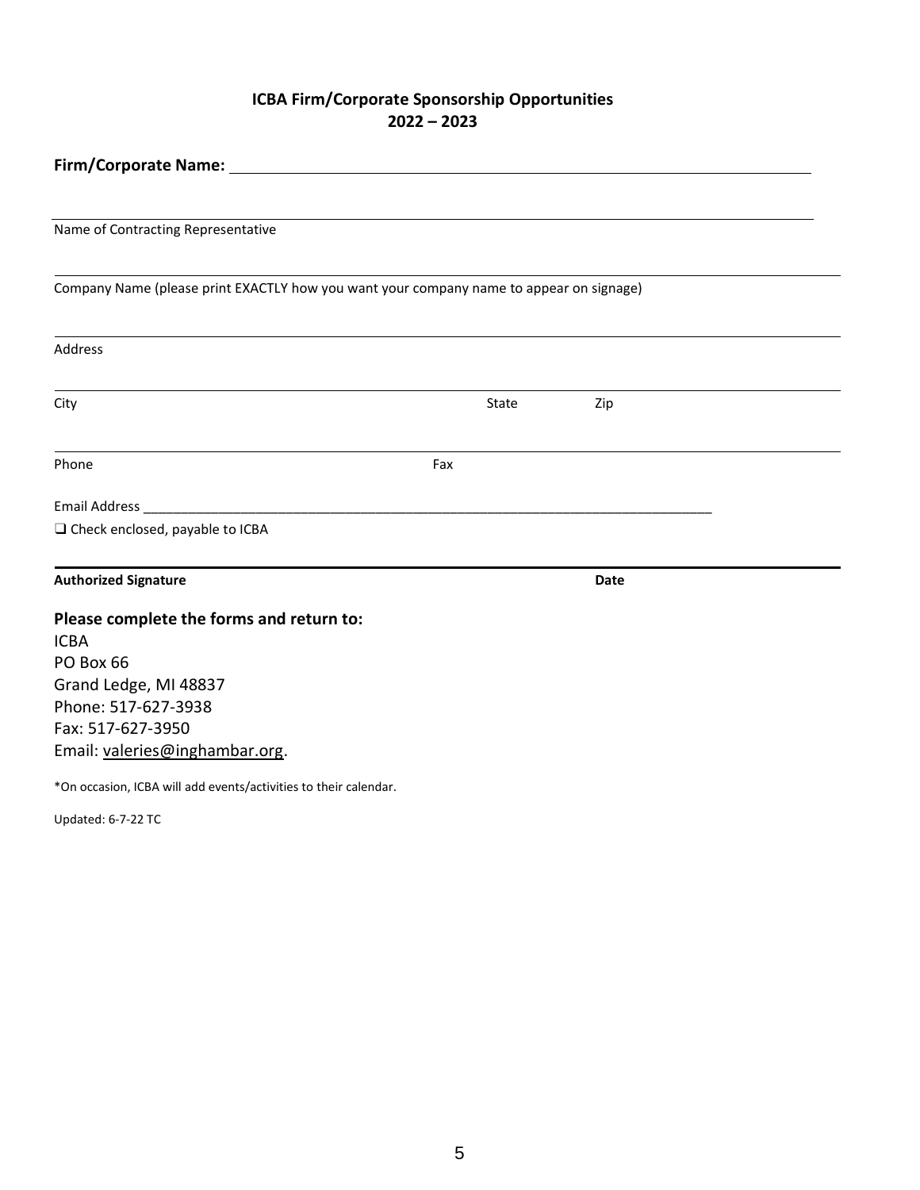## ICBA Firm/Corporate Sponsorship Opportunities
## 2022 – 2023

**Firm/Corporate Name:** ______________________________________________

______________________________________________
Name of Contracting Representative

______________________________________________
Company Name (please print EXACTLY how you want your company name to appear on signage)

______________________________________________
Address

______________________________________________
City State Zip

______________________________________________
Phone Fax

Email Address ______________________________________________

❑ Check enclosed, payable to ICBA

______________________________________________
**Authorized Signature** **Date**

### Please complete the forms and return to:

ICBA
PO Box 66
Grand Ledge, MI 48837
Phone: 517-627-3938
Fax: 517-627-3950
Email: valeries@inghambar.org.

*On occasion, ICBA will add events/activities to their calendar.

Updated: 6-7-22 TC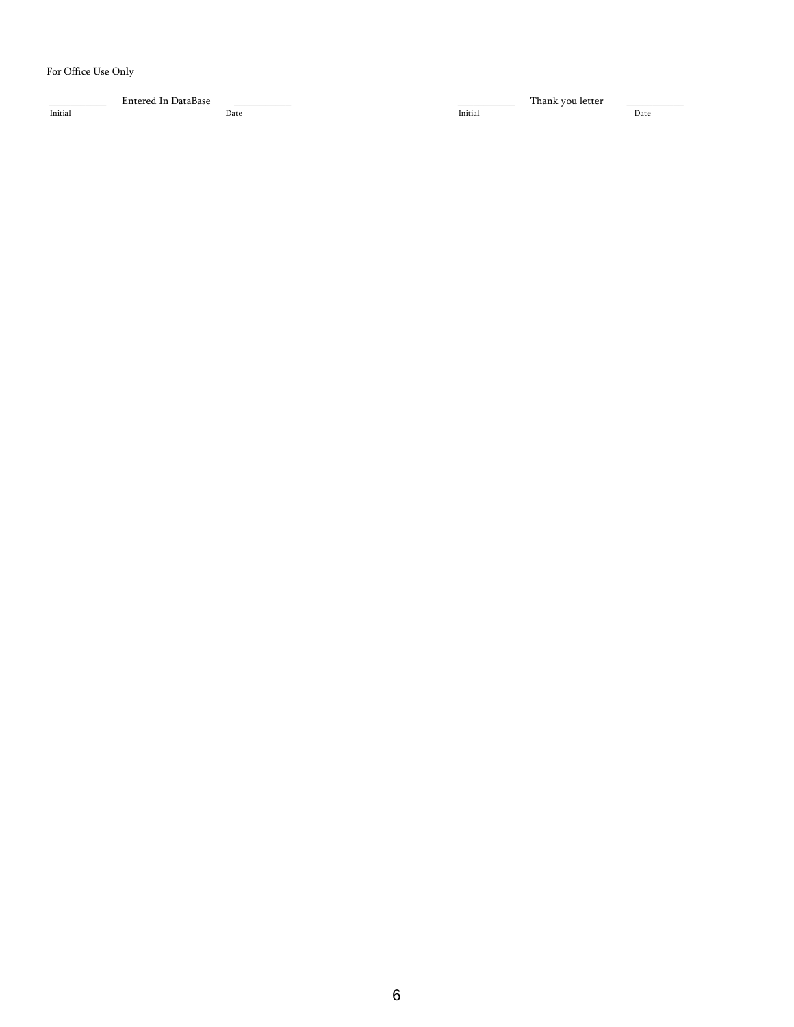For Office Use Only

| | | | | | |
|---|---|---|---|---|---|
| ___________ | Entered In DataBase | ___________ | ___________ | Thank you letter | ___________ |
| Initial | | Date | Initial | | Date |